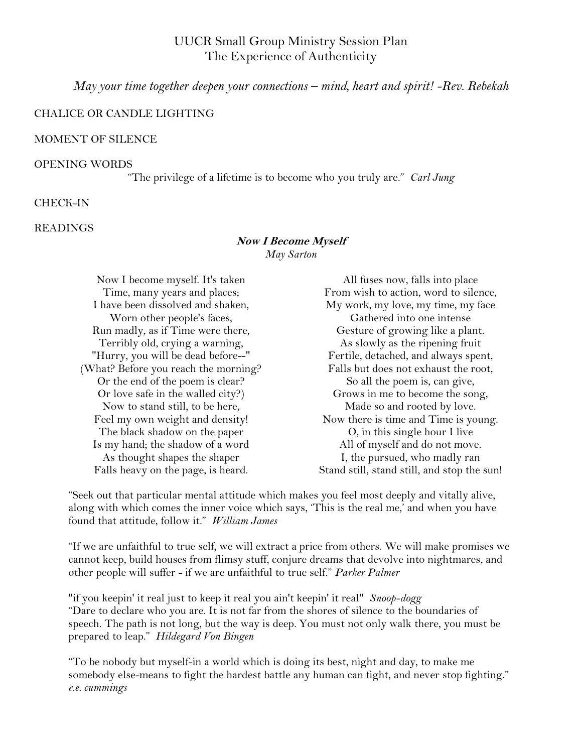# UUCR Small Group Ministry Session Plan
## The Experience of Authenticity

*May your time together deepen your connections – mind, heart and spirit! -Rev. Rebekah*

CHALICE OR CANDLE LIGHTING

MOMENT OF SILENCE

OPENING WORDS

"The privilege of a lifetime is to become who you truly are." *Carl Jung*

CHECK-IN

READINGS

**Now I Become Myself**
*May Sarton*

Now I become myself. It's taken
Time, many years and places;
I have been dissolved and shaken,
Worn other people's faces,
Run madly, as if Time were there,
Terribly old, crying a warning,
"Hurry, you will be dead before--"
(What? Before you reach the morning?
Or the end of the poem is clear?
Or love safe in the walled city?)
Now to stand still, to be here,
Feel my own weight and density!
The black shadow on the paper
Is my hand; the shadow of a word
As thought shapes the shaper
Falls heavy on the page, is heard.

All fuses now, falls into place
From wish to action, word to silence,
My work, my love, my time, my face
Gathered into one intense
Gesture of growing like a plant.
As slowly as the ripening fruit
Fertile, detached, and always spent,
Falls but does not exhaust the root,
So all the poem is, can give,
Grows in me to become the song,
Made so and rooted by love.
Now there is time and Time is young.
O, in this single hour I live
All of myself and do not move.
I, the pursued, who madly ran
Stand still, stand still, and stop the sun!

"Seek out that particular mental attitude which makes you feel most deeply and vitally alive, along with which comes the inner voice which says, 'This is the real me,' and when you have found that attitude, follow it." *William James*

"If we are unfaithful to true self, we will extract a price from others. We will make promises we cannot keep, build houses from flimsy stuff, conjure dreams that devolve into nightmares, and other people will suffer - if we are unfaithful to true self." *Parker Palmer*

"if you keepin' it real just to keep it real you ain't keepin' it real" *Snoop-dogg*

"Dare to declare who you are. It is not far from the shores of silence to the boundaries of speech. The path is not long, but the way is deep. You must not only walk there, you must be prepared to leap." *Hildegard Von Bingen*

"To be nobody but myself-in a world which is doing its best, night and day, to make me somebody else-means to fight the hardest battle any human can fight, and never stop fighting." *e.e. cummings*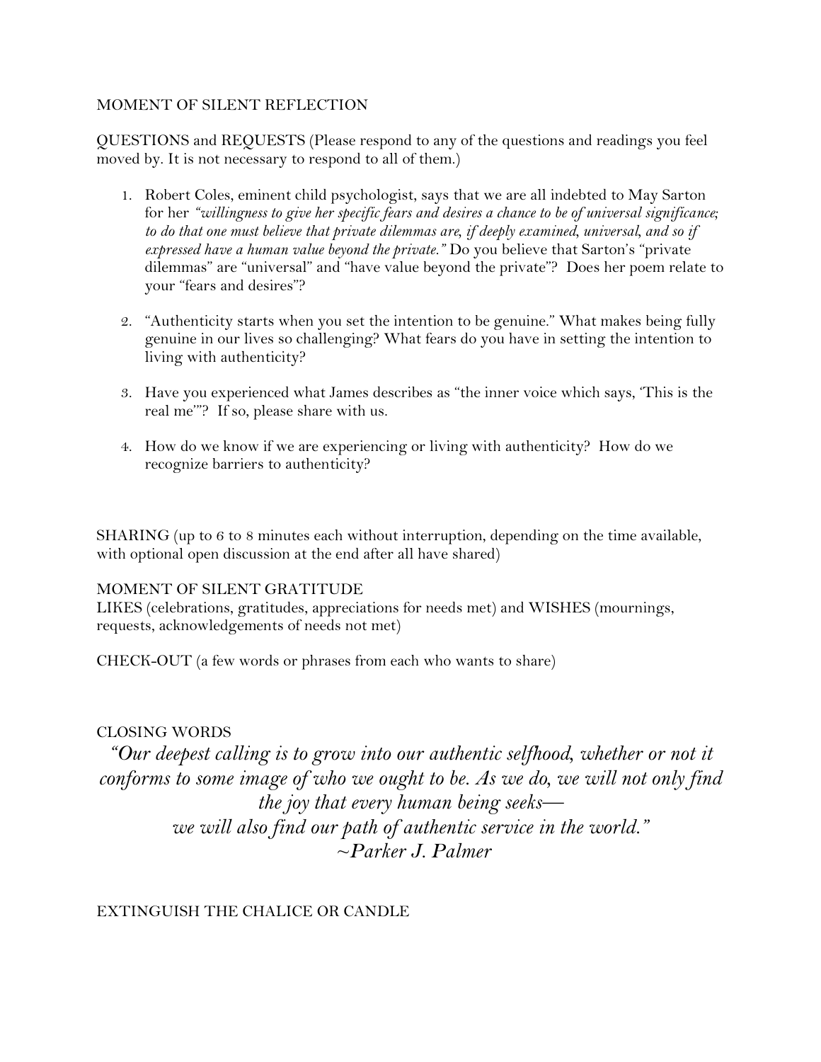MOMENT OF SILENT REFLECTION

QUESTIONS and REQUESTS (Please respond to any of the questions and readings you feel moved by. It is not necessary to respond to all of them.)

1. Robert Coles, eminent child psychologist, says that we are all indebted to May Sarton for her *"willingness to give her specific fears and desires a chance to be of universal significance; to do that one must believe that private dilemmas are, if deeply examined, universal, and so if expressed have a human value beyond the private."* Do you believe that Sarton's "private dilemmas" are "universal" and "have value beyond the private"? Does her poem relate to your "fears and desires"?

2. "Authenticity starts when you set the intention to be genuine." What makes being fully genuine in our lives so challenging? What fears do you have in setting the intention to living with authenticity?

3. Have you experienced what James describes as "the inner voice which says, 'This is the real me'"? If so, please share with us.

4. How do we know if we are experiencing or living with authenticity? How do we recognize barriers to authenticity?

SHARING (up to 6 to 8 minutes each without interruption, depending on the time available, with optional open discussion at the end after all have shared)

MOMENT OF SILENT GRATITUDE
LIKES (celebrations, gratitudes, appreciations for needs met) and WISHES (mournings, requests, acknowledgements of needs not met)

CHECK-OUT (a few words or phrases from each who wants to share)

CLOSING WORDS

*"Our deepest calling is to grow into our authentic selfhood, whether or not it conforms to some image of who we ought to be. As we do, we will not only find the joy that every human being seeks—*
*we will also find our path of authentic service in the world."*
*~Parker J. Palmer*

EXTINGUISH THE CHALICE OR CANDLE